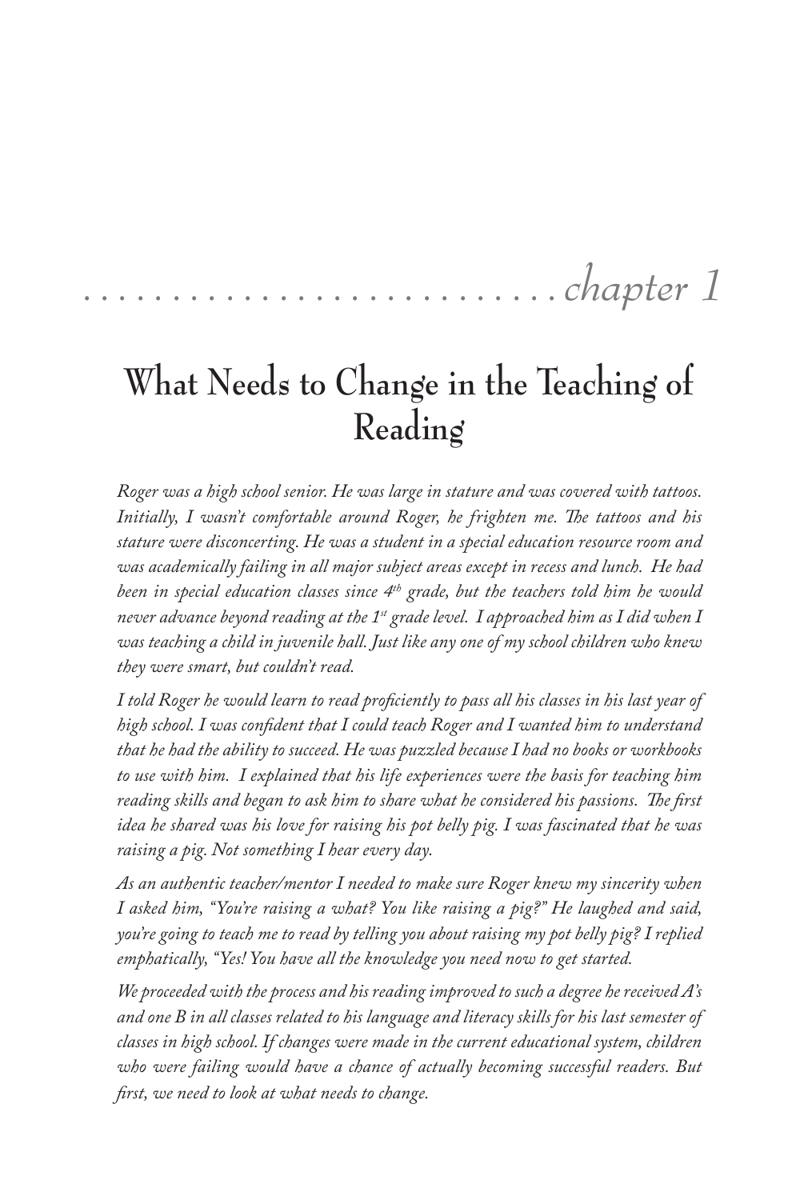*chapter 1*

# What Needs to Change in the Teaching of Reading

*Roger was a high school senior. He was large in stature and was covered with tattoos. Initially, I wasn't comfortable around Roger, he frighten me. The tattoos and his stature were disconcerting. He was a student in a special education resource room and was academically failing in all major subject areas except in recess and lunch. He had been in special education classes since 4th grade, but the teachers told him he would never advance beyond reading at the 1st grade level. I approached him as I did when I was teaching a child in juvenile hall. Just like any one of my school children who knew they were smart, but couldn't read.*

*I told Roger he would learn to read proficiently to pass all his classes in his last year of high school. I was confident that I could teach Roger and I wanted him to understand that he had the ability to succeed. He was puzzled because I had no books or workbooks to use with him. I explained that his life experiences were the basis for teaching him reading skills and began to ask him to share what he considered his passions. The first idea he shared was his love for raising his pot belly pig. I was fascinated that he was raising a pig. Not something I hear every day.*

*As an authentic teacher/mentor I needed to make sure Roger knew my sincerity when I asked him, "You're raising a what? You like raising a pig?" He laughed and said, you're going to teach me to read by telling you about raising my pot belly pig? I replied emphatically, "Yes! You have all the knowledge you need now to get started.*

*We proceeded with the process and his reading improved to such a degree he received A's and one B in all classes related to his language and literacy skills for his last semester of classes in high school. If changes were made in the current educational system, children who were failing would have a chance of actually becoming successful readers. But first, we need to look at what needs to change.*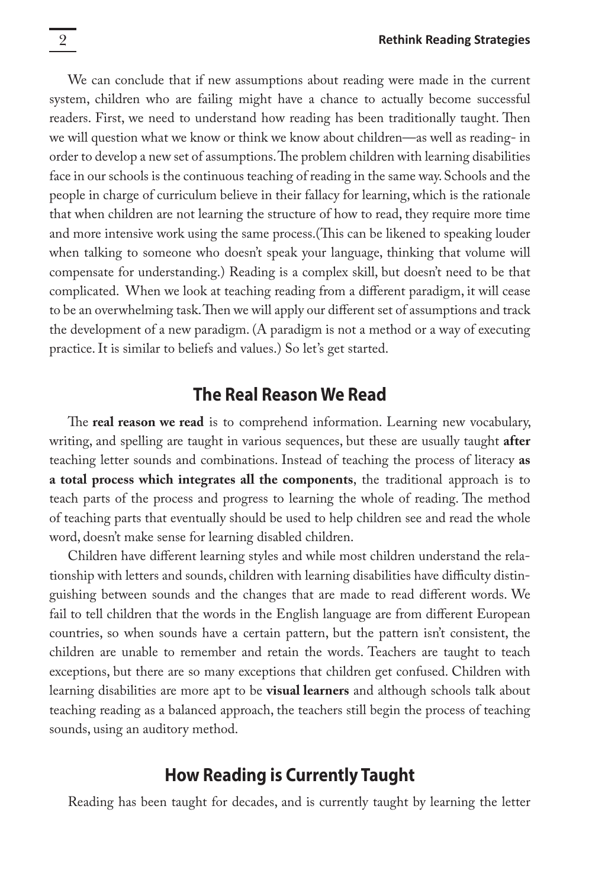We can conclude that if new assumptions about reading were made in the current system, children who are failing might have a chance to actually become successful readers. First, we need to understand how reading has been traditionally taught. Then we will question what we know or think we know about children—as well as reading- in order to develop a new set of assumptions. The problem children with learning disabilities face in our schools is the continuous teaching of reading in the same way. Schools and the people in charge of curriculum believe in their fallacy for learning, which is the rationale that when children are not learning the structure of how to read, they require more time and more intensive work using the same process.(This can be likened to speaking louder when talking to someone who doesn't speak your language, thinking that volume will compensate for understanding.) Reading is a complex skill, but doesn't need to be that complicated. When we look at teaching reading from a different paradigm, it will cease to be an overwhelming task. Then we will apply our different set of assumptions and track the development of a new paradigm. (A paradigm is not a method or a way of executing practice. It is similar to beliefs and values.) So let's get started.

## The Real Reason We Read

The **real reason we read** is to comprehend information. Learning new vocabulary, writing, and spelling are taught in various sequences, but these are usually taught **after** teaching letter sounds and combinations. Instead of teaching the process of literacy **as a total process which integrates all the components**, the traditional approach is to teach parts of the process and progress to learning the whole of reading. The method of teaching parts that eventually should be used to help children see and read the whole word, doesn't make sense for learning disabled children.

Children have different learning styles and while most children understand the relationship with letters and sounds, children with learning disabilities have difficulty distinguishing between sounds and the changes that are made to read different words. We fail to tell children that the words in the English language are from different European countries, so when sounds have a certain pattern, but the pattern isn't consistent, the children are unable to remember and retain the words. Teachers are taught to teach exceptions, but there are so many exceptions that children get confused. Children with learning disabilities are more apt to be **visual learners** and although schools talk about teaching reading as a balanced approach, the teachers still begin the process of teaching sounds, using an auditory method.

## How Reading is Currently Taught

Reading has been taught for decades, and is currently taught by learning the letter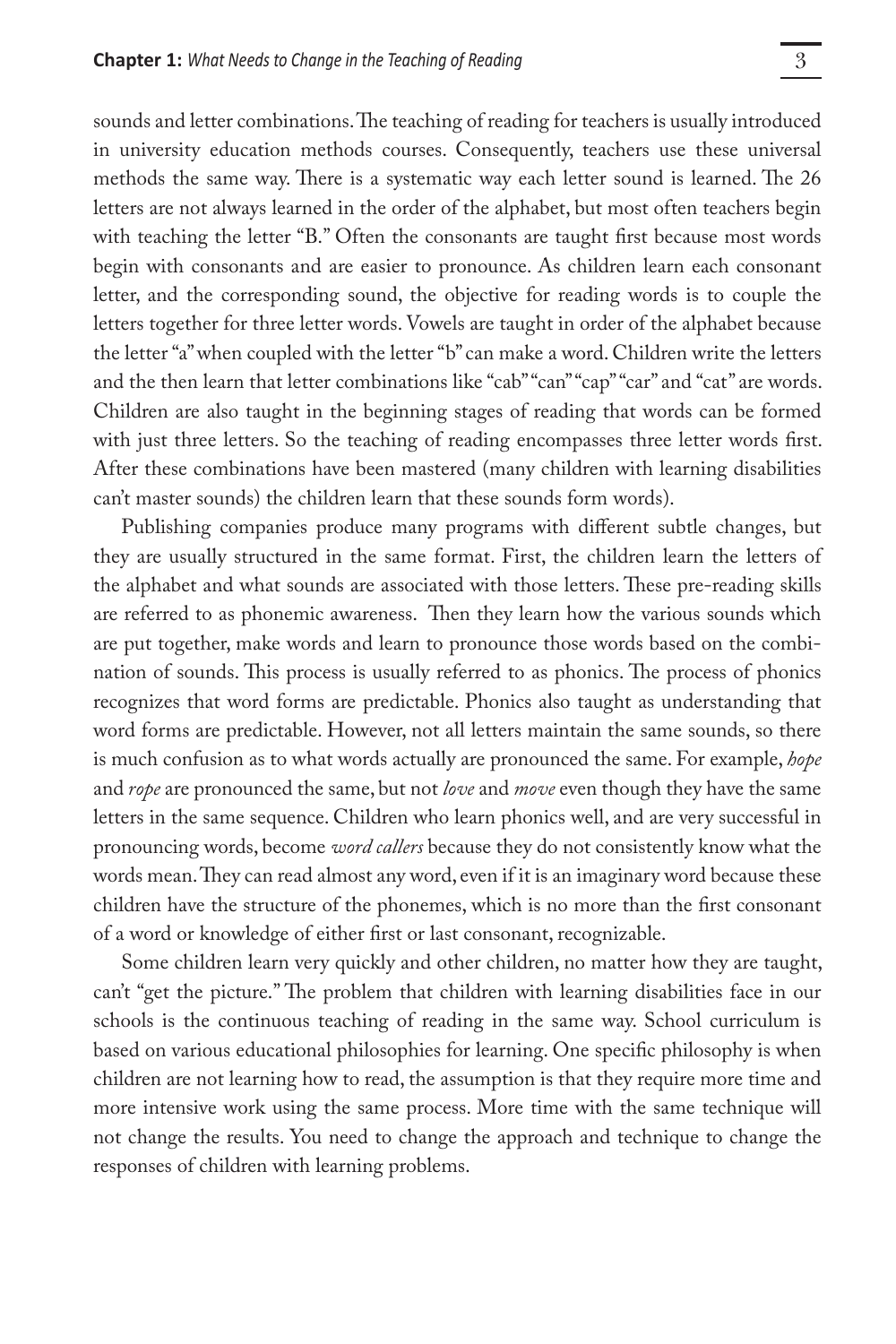sounds and letter combinations. The teaching of reading for teachers is usually introduced in university education methods courses. Consequently, teachers use these universal methods the same way. There is a systematic way each letter sound is learned. The 26 letters are not always learned in the order of the alphabet, but most often teachers begin with teaching the letter "B." Often the consonants are taught first because most words begin with consonants and are easier to pronounce. As children learn each consonant letter, and the corresponding sound, the objective for reading words is to couple the letters together for three letter words. Vowels are taught in order of the alphabet because the letter "a" when coupled with the letter "b" can make a word. Children write the letters and the then learn that letter combinations like "cab" "can" "cap" "car" and "cat" are words. Children are also taught in the beginning stages of reading that words can be formed with just three letters. So the teaching of reading encompasses three letter words first. After these combinations have been mastered (many children with learning disabilities can't master sounds) the children learn that these sounds form words).

Publishing companies produce many programs with different subtle changes, but they are usually structured in the same format. First, the children learn the letters of the alphabet and what sounds are associated with those letters. These pre-reading skills are referred to as phonemic awareness. Then they learn how the various sounds which are put together, make words and learn to pronounce those words based on the combination of sounds. This process is usually referred to as phonics. The process of phonics recognizes that word forms are predictable. Phonics also taught as understanding that word forms are predictable. However, not all letters maintain the same sounds, so there is much confusion as to what words actually are pronounced the same. For example, *hope* and *rope* are pronounced the same, but not *love* and *move* even though they have the same letters in the same sequence. Children who learn phonics well, and are very successful in pronouncing words, become *word callers* because they do not consistently know what the words mean. They can read almost any word, even if it is an imaginary word because these children have the structure of the phonemes, which is no more than the first consonant of a word or knowledge of either first or last consonant, recognizable.

Some children learn very quickly and other children, no matter how they are taught, can't "get the picture." The problem that children with learning disabilities face in our schools is the continuous teaching of reading in the same way. School curriculum is based on various educational philosophies for learning. One specific philosophy is when children are not learning how to read, the assumption is that they require more time and more intensive work using the same process. More time with the same technique will not change the results. You need to change the approach and technique to change the responses of children with learning problems.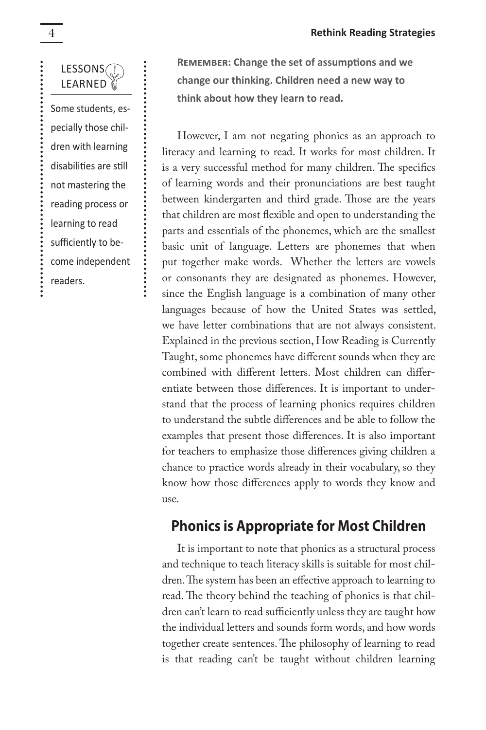**LESSONS LEARNED**

Some students, especially those children with learning disabilities are still not mastering the reading process or learning to read sufficiently to become independent readers.

**REMEMBER: Change the set of assumptions and we change our thinking. Children need a new way to think about how they learn to read.**

However, I am not negating phonics as an approach to literacy and learning to read. It works for most children. It is a very successful method for many children. The specifics of learning words and their pronunciations are best taught between kindergarten and third grade. Those are the years that children are most flexible and open to understanding the parts and essentials of the phonemes, which are the smallest basic unit of language. Letters are phonemes that when put together make words. Whether the letters are vowels or consonants they are designated as phonemes. However, since the English language is a combination of many other languages because of how the United States was settled, we have letter combinations that are not always consistent. Explained in the previous section, How Reading is Currently Taught, some phonemes have different sounds when they are combined with different letters. Most children can differentiate between those differences. It is important to understand that the process of learning phonics requires children to understand the subtle differences and be able to follow the examples that present those differences. It is also important for teachers to emphasize those differences giving children a chance to practice words already in their vocabulary, so they know how those differences apply to words they know and use.

## Phonics is Appropriate for Most Children

It is important to note that phonics as a structural process and technique to teach literacy skills is suitable for most children. The system has been an effective approach to learning to read. The theory behind the teaching of phonics is that children can't learn to read sufficiently unless they are taught how the individual letters and sounds form words, and how words together create sentences. The philosophy of learning to read is that reading can't be taught without children learning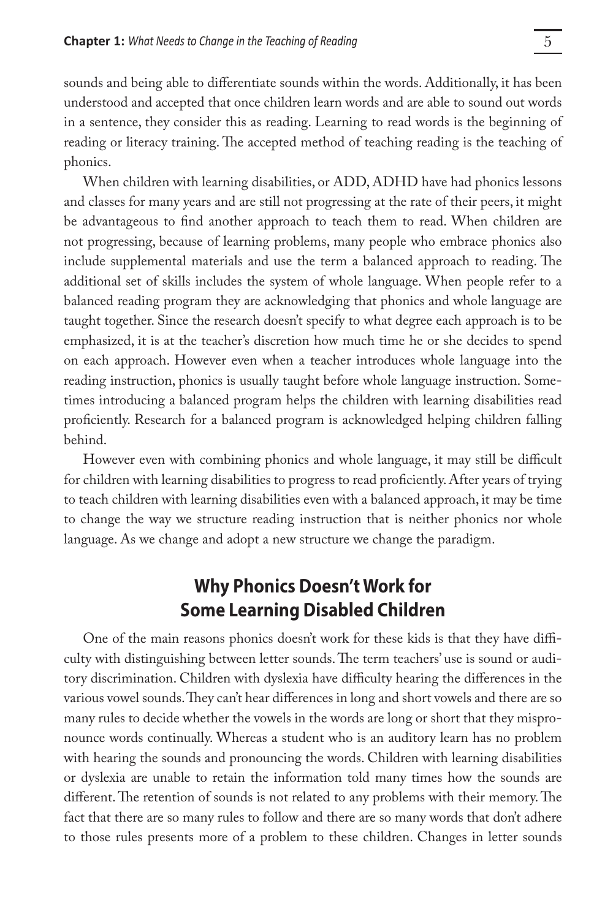sounds and being able to differentiate sounds within the words. Additionally, it has been understood and accepted that once children learn words and are able to sound out words in a sentence, they consider this as reading. Learning to read words is the beginning of reading or literacy training. The accepted method of teaching reading is the teaching of phonics.

When children with learning disabilities, or ADD, ADHD have had phonics lessons and classes for many years and are still not progressing at the rate of their peers, it might be advantageous to find another approach to teach them to read. When children are not progressing, because of learning problems, many people who embrace phonics also include supplemental materials and use the term a balanced approach to reading. The additional set of skills includes the system of whole language. When people refer to a balanced reading program they are acknowledging that phonics and whole language are taught together. Since the research doesn't specify to what degree each approach is to be emphasized, it is at the teacher's discretion how much time he or she decides to spend on each approach. However even when a teacher introduces whole language into the reading instruction, phonics is usually taught before whole language instruction. Sometimes introducing a balanced program helps the children with learning disabilities read proficiently. Research for a balanced program is acknowledged helping children falling behind.

However even with combining phonics and whole language, it may still be difficult for children with learning disabilities to progress to read proficiently. After years of trying to teach children with learning disabilities even with a balanced approach, it may be time to change the way we structure reading instruction that is neither phonics nor whole language. As we change and adopt a new structure we change the paradigm.

## Why Phonics Doesn't Work for Some Learning Disabled Children

One of the main reasons phonics doesn't work for these kids is that they have difficulty with distinguishing between letter sounds. The term teachers' use is sound or auditory discrimination. Children with dyslexia have difficulty hearing the differences in the various vowel sounds. They can't hear differences in long and short vowels and there are so many rules to decide whether the vowels in the words are long or short that they mispronounce words continually. Whereas a student who is an auditory learn has no problem with hearing the sounds and pronouncing the words. Children with learning disabilities or dyslexia are unable to retain the information told many times how the sounds are different. The retention of sounds is not related to any problems with their memory. The fact that there are so many rules to follow and there are so many words that don't adhere to those rules presents more of a problem to these children. Changes in letter sounds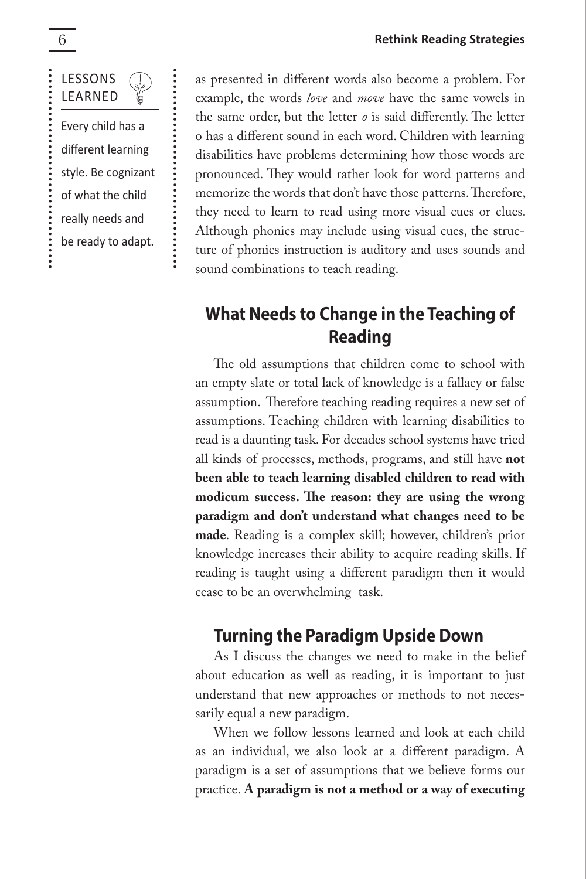LESSONS LEARNED

Every child has a different learning style. Be cognizant of what the child really needs and be ready to adapt.

as presented in different words also become a problem. For example, the words *love* and *move* have the same vowels in the same order, but the letter *o* is said differently. The letter o has a different sound in each word. Children with learning disabilities have problems determining how those words are pronounced. They would rather look for word patterns and memorize the words that don't have those patterns. Therefore, they need to learn to read using more visual cues or clues. Although phonics may include using visual cues, the structure of phonics instruction is auditory and uses sounds and sound combinations to teach reading.

## What Needs to Change in the Teaching of Reading

The old assumptions that children come to school with an empty slate or total lack of knowledge is a fallacy or false assumption. Therefore teaching reading requires a new set of assumptions. Teaching children with learning disabilities to read is a daunting task. For decades school systems have tried all kinds of processes, methods, programs, and still have **not been able to teach learning disabled children to read with modicum success. The reason: they are using the wrong paradigm and don't understand what changes need to be made**. Reading is a complex skill; however, children's prior knowledge increases their ability to acquire reading skills. If reading is taught using a different paradigm then it would cease to be an overwhelming task.

## Turning the Paradigm Upside Down

As I discuss the changes we need to make in the belief about education as well as reading, it is important to just understand that new approaches or methods to not necessarily equal a new paradigm.

When we follow lessons learned and look at each child as an individual, we also look at a different paradigm. A paradigm is a set of assumptions that we believe forms our practice. **A paradigm is not a method or a way of executing**